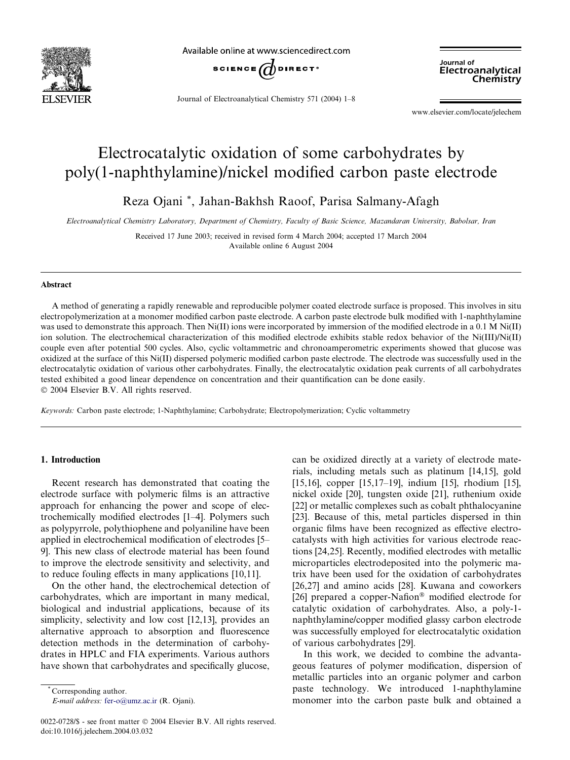# Electrocatalytic oxidation of some carbohydrates by poly(1-naphthylamine)/nickel modified carbon paste electrode

Reza Ojani *, Jahan-Bakhsh Raoof, Parisa Salmany-Afagh

*Electroanalytical Chemistry Laboratory, Department of Chemistry, Faculty of Basic Science, Mazandaran University, Babolsar, Iran*

Received 17 June 2003; received in revised form 4 March 2004; accepted 17 March 2004
Available online 6 August 2004

## Abstract

A method of generating a rapidly renewable and reproducible polymer coated electrode surface is proposed. This involves in situ electropolymerization at a monomer modified carbon paste electrode. A carbon paste electrode bulk modified with 1-naphthylamine was used to demonstrate this approach. Then Ni(II) ions were incorporated by immersion of the modified electrode in a 0.1 M Ni(II) ion solution. The electrochemical characterization of this modified electrode exhibits stable redox behavior of the Ni(III)/Ni(II) couple even after potential 500 cycles. Also, cyclic voltammetric and chronoamperometric experiments showed that glucose was oxidized at the surface of this Ni(II) dispersed polymeric modified carbon paste electrode. The electrode was successfully used in the electrocatalytic oxidation of various other carbohydrates. Finally, the electrocatalytic oxidation peak currents of all carbohydrates tested exhibited a good linear dependence on concentration and their quantification can be done easily.
© 2004 Elsevier B.V. All rights reserved.

*Keywords:* Carbon paste electrode; 1-Naphthylamine; Carbohydrate; Electropolymerization; Cyclic voltammetry

## 1. Introduction

Recent research has demonstrated that coating the electrode surface with polymeric films is an attractive approach for enhancing the power and scope of electrochemically modified electrodes [1–4]. Polymers such as polypyrrole, polythiophene and polyaniline have been applied in electrochemical modification of electrodes [5–9]. This new class of electrode material has been found to improve the electrode sensitivity and selectivity, and to reduce fouling effects in many applications [10,11].

On the other hand, the electrochemical detection of carbohydrates, which are important in many medical, biological and industrial applications, because of its simplicity, selectivity and low cost [12,13], provides an alternative approach to absorption and fluorescence detection methods in the determination of carbohydrates in HPLC and FIA experiments. Various authors have shown that carbohydrates and specifically glucose, can be oxidized directly at a variety of electrode materials, including metals such as platinum [14,15], gold [15,16], copper [15,17–19], indium [15], rhodium [15], nickel oxide [20], tungsten oxide [21], ruthenium oxide [22] or metallic complexes such as cobalt phthalocyanine [23]. Because of this, metal particles dispersed in thin organic films have been recognized as effective electrocatalysts with high activities for various electrode reactions [24,25]. Recently, modified electrodes with metallic microparticles electrodeposited into the polymeric matrix have been used for the oxidation of carbohydrates [26,27] and amino acids [28]. Kuwana and coworkers [26] prepared a copper-Nafion® modified electrode for catalytic oxidation of carbohydrates. Also, a poly-1-naphthylamine/copper modified glassy carbon electrode was successfully employed for electrocatalytic oxidation of various carbohydrates [29].

In this work, we decided to combine the advantageous features of polymer modification, dispersion of metallic particles into an organic polymer and carbon paste technology. We introduced 1-naphthylamine monomer into the carbon paste bulk and obtained a

* Corresponding author.
*E-mail address:* fer-o@umz.ac.ir (R. Ojani).

0022-0728/$ - see front matter © 2004 Elsevier B.V. All rights reserved.
doi:10.1016/j.jelechem.2004.03.032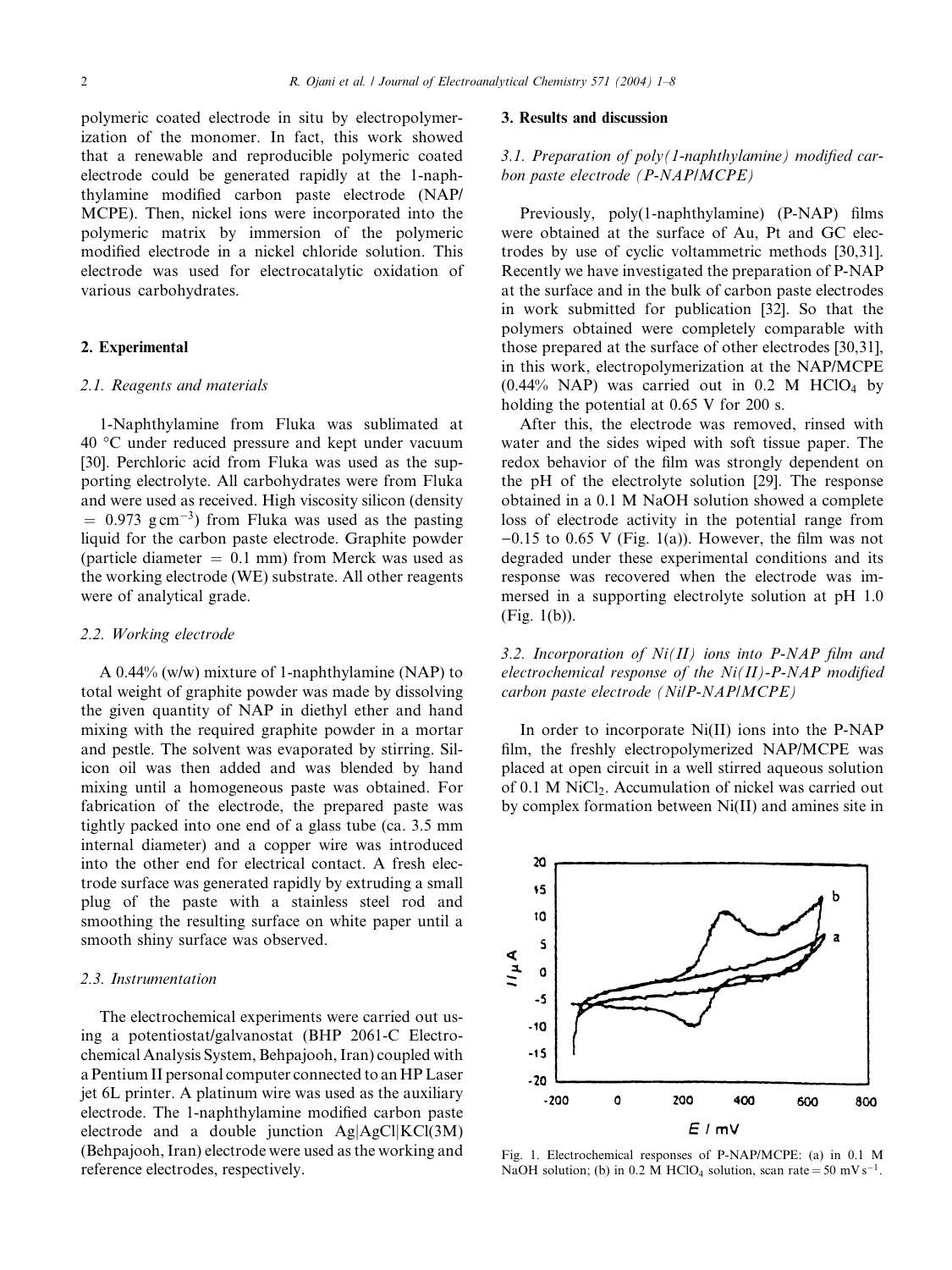polymeric coated electrode in situ by electropolymerization of the monomer. In fact, this work showed that a renewable and reproducible polymeric coated electrode could be generated rapidly at the 1-naphthylamine modified carbon paste electrode (NAP/MCPE). Then, nickel ions were incorporated into the polymeric matrix by immersion of the polymeric modified electrode in a nickel chloride solution. This electrode was used for electrocatalytic oxidation of various carbohydrates.

## 2. Experimental

### 2.1. Reagents and materials

1-Naphthylamine from Fluka was sublimated at 40 °C under reduced pressure and kept under vacuum [30]. Perchloric acid from Fluka was used as the supporting electrolyte. All carbohydrates were from Fluka and were used as received. High viscosity silicon (density $= 0.973\ \mathrm{g\,cm^{-3}}$) from Fluka was used as the pasting liquid for the carbon paste electrode. Graphite powder (particle diameter = 0.1 mm) from Merck was used as the working electrode (WE) substrate. All other reagents were of analytical grade.

### 2.2. Working electrode

A 0.44% (w/w) mixture of 1-naphthylamine (NAP) to total weight of graphite powder was made by dissolving the given quantity of NAP in diethyl ether and hand mixing with the required graphite powder in a mortar and pestle. The solvent was evaporated by stirring. Silicon oil was then added and was blended by hand mixing until a homogeneous paste was obtained. For fabrication of the electrode, the prepared paste was tightly packed into one end of a glass tube (ca. 3.5 mm internal diameter) and a copper wire was introduced into the other end for electrical contact. A fresh electrode surface was generated rapidly by extruding a small plug of the paste with a stainless steel rod and smoothing the resulting surface on white paper until a smooth shiny surface was observed.

### 2.3. Instrumentation

The electrochemical experiments were carried out using a potentiostat/galvanostat (BHP 2061-C Electrochemical Analysis System, Behpajooh, Iran) coupled with a Pentium II personal computer connected to an HP Laser jet 6L printer. A platinum wire was used as the auxiliary electrode. The 1-naphthylamine modified carbon paste electrode and a double junction Ag|AgCl|KCl(3M) (Behpajooh, Iran) electrode were used as the working and reference electrodes, respectively.

## 3. Results and discussion

### 3.1. Preparation of poly(1-naphthylamine) modified carbon paste electrode (P-NAP/MCPE)

Previously, poly(1-naphthylamine) (P-NAP) films were obtained at the surface of Au, Pt and GC electrodes by use of cyclic voltammetric methods [30,31]. Recently we have investigated the preparation of P-NAP at the surface and in the bulk of carbon paste electrodes in work submitted for publication [32]. So that the polymers obtained were completely comparable with those prepared at the surface of other electrodes [30,31], in this work, electropolymerization at the NAP/MCPE (0.44% NAP) was carried out in 0.2 M $HClO_4$ by holding the potential at 0.65 V for 200 s.

After this, the electrode was removed, rinsed with water and the sides wiped with soft tissue paper. The redox behavior of the film was strongly dependent on the pH of the electrolyte solution [29]. The response obtained in a 0.1 M NaOH solution showed a complete loss of electrode activity in the potential range from −0.15 to 0.65 V (Fig. 1(a)). However, the film was not degraded under these experimental conditions and its response was recovered when the electrode was immersed in a supporting electrolyte solution at pH 1.0 (Fig. 1(b)).

### 3.2. Incorporation of Ni(II) ions into P-NAP film and electrochemical response of the Ni(II)-P-NAP modified carbon paste electrode (Ni/P-NAP/MCPE)

In order to incorporate Ni(II) ions into the P-NAP film, the freshly electropolymerized NAP/MCPE was placed at open circuit in a well stirred aqueous solution of 0.1 M $NiCl_2$. Accumulation of nickel was carried out by complex formation between Ni(II) and amines site in

Fig. 1. Electrochemical responses of P-NAP/MCPE: (a) in 0.1 M NaOH solution; (b) in 0.2 M $HClO_4$ solution, scan rate = 50 $\mathrm{mV\,s^{-1}}$.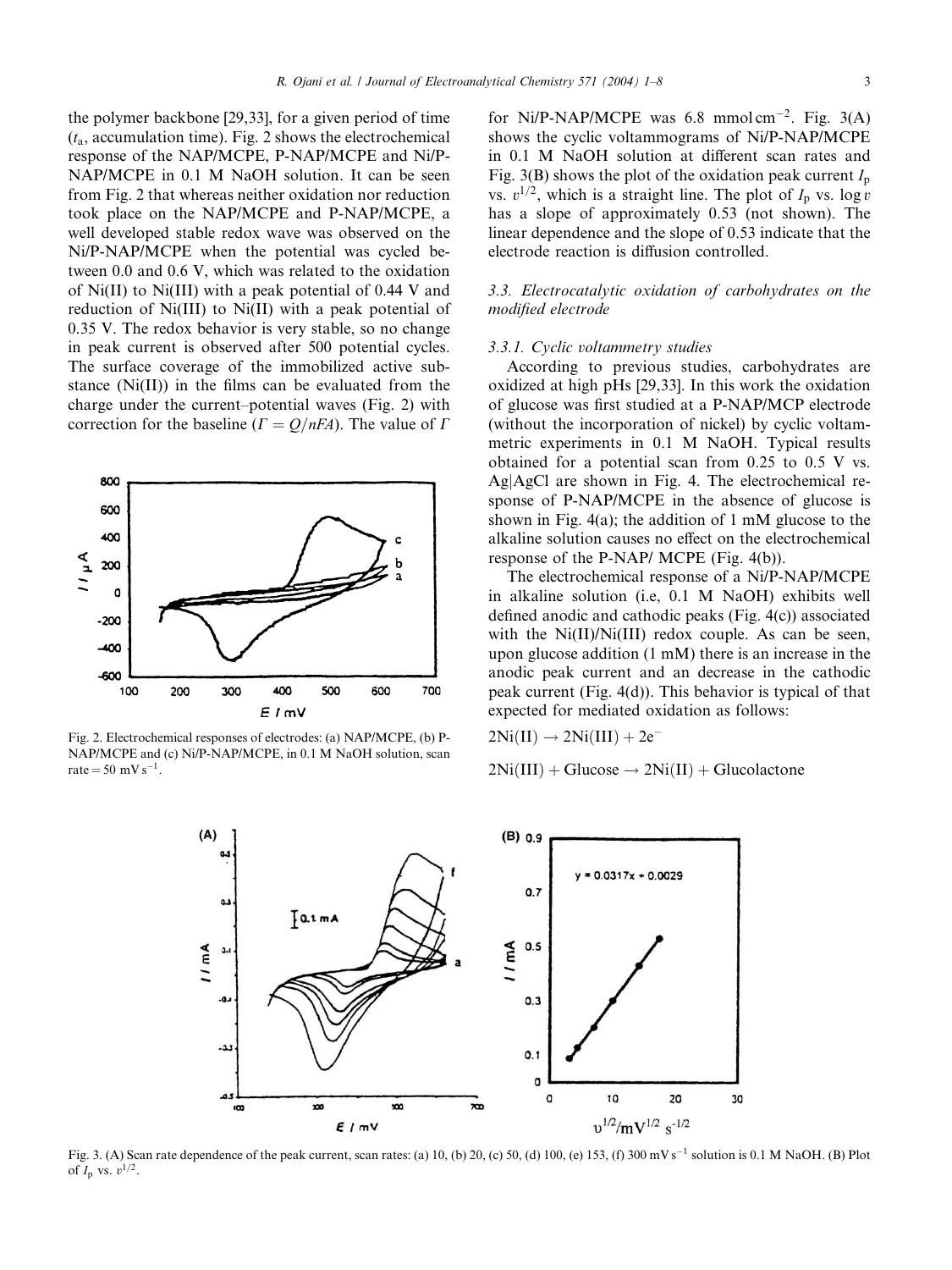the polymer backbone [29,33], for a given period of time ($t_a$, accumulation time). Fig. 2 shows the electrochemical response of the NAP/MCPE, P-NAP/MCPE and Ni/P-NAP/MCPE in 0.1 M NaOH solution. It can be seen from Fig. 2 that whereas neither oxidation nor reduction took place on the NAP/MCPE and P-NAP/MCPE, a well developed stable redox wave was observed on the Ni/P-NAP/MCPE when the potential was cycled between 0.0 and 0.6 V, which was related to the oxidation of Ni(II) to Ni(III) with a peak potential of 0.44 V and reduction of Ni(III) to Ni(II) with a peak potential of 0.35 V. The redox behavior is very stable, so no change in peak current is observed after 500 potential cycles. The surface coverage of the immobilized active substance (Ni(II)) in the films can be evaluated from the charge under the current–potential waves (Fig. 2) with correction for the baseline ($\Gamma = Q/nFA$). The value of $\Gamma$ for Ni/P-NAP/MCPE was 6.8 mmol cm$^{-2}$. Fig. 3(A) shows the cyclic voltammograms of Ni/P-NAP/MCPE in 0.1 M NaOH solution at different scan rates and Fig. 3(B) shows the plot of the oxidation peak current $I_p$ vs. $v^{1/2}$, which is a straight line. The plot of $I_p$ vs. $\log v$ has a slope of approximately 0.53 (not shown). The linear dependence and the slope of 0.53 indicate that the electrode reaction is diffusion controlled.

Fig. 2. Electrochemical responses of electrodes: (a) NAP/MCPE, (b) P-NAP/MCPE and (c) Ni/P-NAP/MCPE, in 0.1 M NaOH solution, scan rate = 50 mV s$^{-1}$.

### 3.3. Electrocatalytic oxidation of carbohydrates on the modified electrode

#### 3.3.1. Cyclic voltammetry studies

According to previous studies, carbohydrates are oxidized at high pHs [29,33]. In this work the oxidation of glucose was first studied at a P-NAP/MCP electrode (without the incorporation of nickel) by cyclic voltammetric experiments in 0.1 M NaOH. Typical results obtained for a potential scan from 0.25 to 0.5 V vs. Ag|AgCl are shown in Fig. 4. The electrochemical response of P-NAP/MCPE in the absence of glucose is shown in Fig. 4(a); the addition of 1 mM glucose to the alkaline solution causes no effect on the electrochemical response of the P-NAP/ MCPE (Fig. 4(b)).

The electrochemical response of a Ni/P-NAP/MCPE in alkaline solution (i.e, 0.1 M NaOH) exhibits well defined anodic and cathodic peaks (Fig. 4(c)) associated with the Ni(II)/Ni(III) redox couple. As can be seen, upon glucose addition (1 mM) there is an increase in the anodic peak current and an decrease in the cathodic peak current (Fig. 4(d)). This behavior is typical of that expected for mediated oxidation as follows:

$$2\text{Ni(II)} \rightarrow 2\text{Ni(III)} + 2e^-$$

$$2\text{Ni(III)} + \text{Glucose} \rightarrow 2\text{Ni(II)} + \text{Glucolactone}$$

Fig. 3. (A) Scan rate dependence of the peak current, scan rates: (a) 10, (b) 20, (c) 50, (d) 100, (e) 153, (f) 300 mV s$^{-1}$ solution is 0.1 M NaOH. (B) Plot of $I_p$ vs. $v^{1/2}$.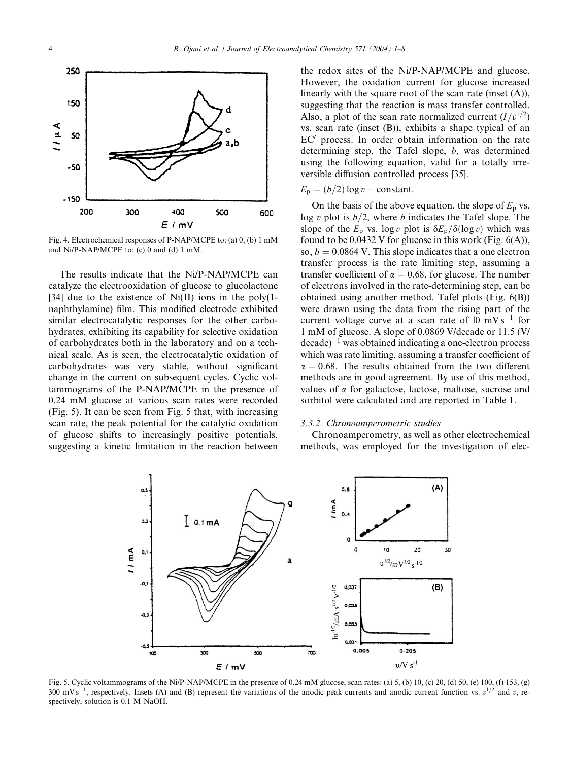Fig. 4. Electrochemical responses of P-NAP/MCPE to: (a) 0, (b) 1 mM and Ni/P-NAP/MCPE to: (c) 0 and (d) 1 mM.

The results indicate that the Ni/P-NAP/MCPE can catalyze the electrooxidation of glucose to glucolactone [34] due to the existence of Ni(II) ions in the poly(1-naphthylamine) film. This modified electrode exhibited similar electrocatalytic responses for the other carbohydrates, exhibiting its capability for selective oxidation of carbohydrates both in the laboratory and on a technical scale. As is seen, the electrocatalytic oxidation of carbohydrates was very stable, without significant change in the current on subsequent cycles. Cyclic voltammograms of the P-NAP/MCPE in the presence of 0.24 mM glucose at various scan rates were recorded (Fig. 5). It can be seen from Fig. 5 that, with increasing scan rate, the peak potential for the catalytic oxidation of glucose shifts to increasingly positive potentials, suggesting a kinetic limitation in the reaction between the redox sites of the Ni/P-NAP/MCPE and glucose. However, the oxidation current for glucose increased linearly with the square root of the scan rate (inset (A)), suggesting that the reaction is mass transfer controlled. Also, a plot of the scan rate normalized current ($I/v^{1/2}$) vs. scan rate (inset (B)), exhibits a shape typical of an EC′ process. In order obtain information on the rate determining step, the Tafel slope, $b$, was determined using the following equation, valid for a totally irreversible diffusion controlled process [35].

$$E_p = (b/2)\log v + \text{constant}.$$

On the basis of the above equation, the slope of $E_p$ vs. $\log v$ plot is $b/2$, where $b$ indicates the Tafel slope. The slope of the $E_p$ vs. $\log v$ plot is $\delta E_p/\delta(\log v)$ which was found to be 0.0432 V for glucose in this work (Fig. 6(A)), so, $b = 0.0864$ V. This slope indicates that a one electron transfer process is the rate limiting step, assuming a transfer coefficient of $\alpha = 0.68$, for glucose. The number of electrons involved in the rate-determining step, can be obtained using another method. Tafel plots (Fig. 6(B)) were drawn using the data from the rising part of the current–voltage curve at a scan rate of 10 mV s$^{-1}$ for 1 mM of glucose. A slope of 0.0869 V/decade or 11.5 (V/decade)$^{-1}$ was obtained indicating a one-electron process which was rate limiting, assuming a transfer coefficient of $\alpha = 0.68$. The results obtained from the two different methods are in good agreement. By use of this method, values of $\alpha$ for galactose, lactose, maltose, sucrose and sorbitol were calculated and are reported in Table 1.

### 3.3.2. Chronoamperometric studies

Chronoamperometry, as well as other electrochemical methods, was employed for the investigation of elec-

Fig. 5. Cyclic voltammograms of the Ni/P-NAP/MCPE in the presence of 0.24 mM glucose, scan rates: (a) 5, (b) 10, (c) 20, (d) 50, (e) 100, (f) 153, (g) 300 mV s$^{-1}$, respectively. Insets (A) and (B) represent the variations of the anodic peak currents and anodic current function vs. $v^{1/2}$ and $v$, respectively, solution is 0.1 M NaOH.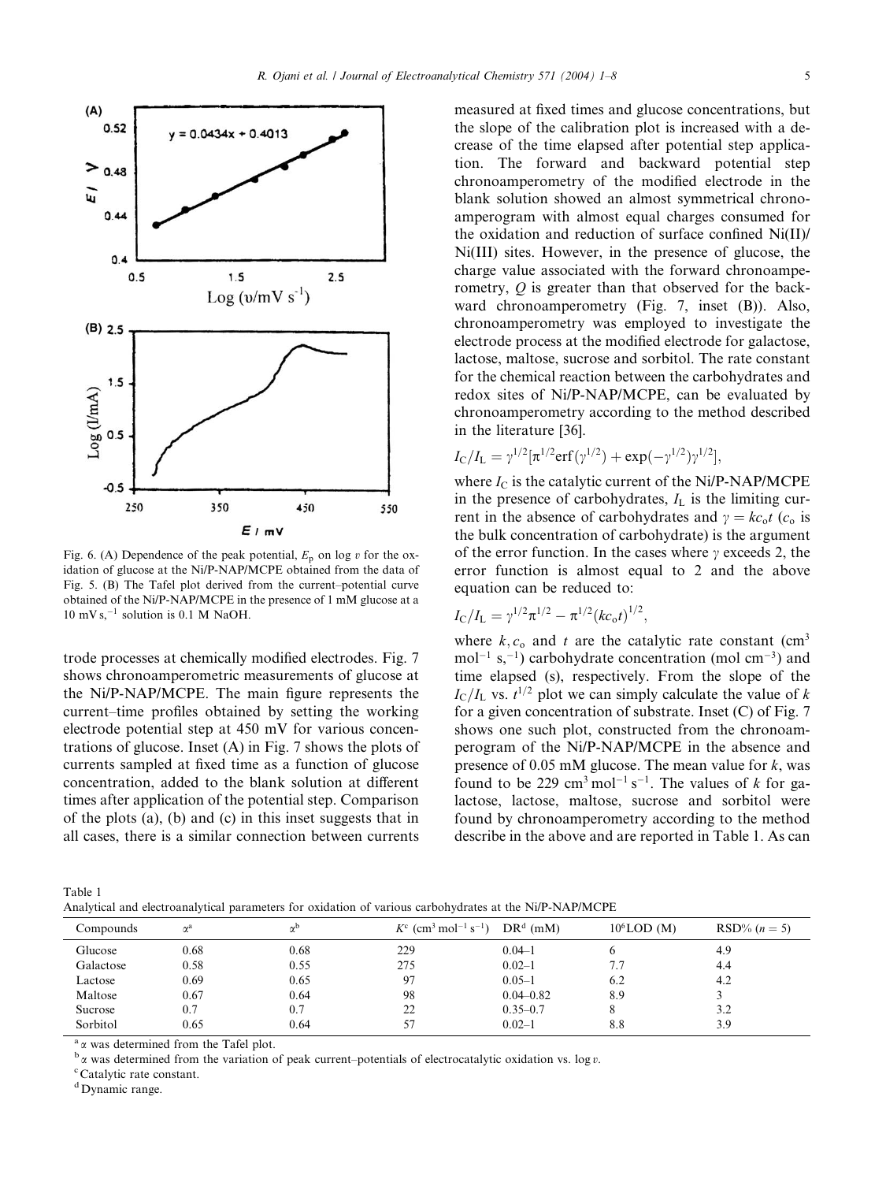Fig. 6. (A) Dependence of the peak potential, $E_p$ on log $v$ for the oxidation of glucose at the Ni/P-NAP/MCPE obtained from the data of Fig. 5. (B) The Tafel plot derived from the current–potential curve obtained of the Ni/P-NAP/MCPE in the presence of 1 mM glucose at a 10 mV s,$^{-1}$ solution is 0.1 M NaOH.

trode processes at chemically modified electrodes. Fig. 7 shows chronoamperometric measurements of glucose at the Ni/P-NAP/MCPE. The main figure represents the current–time profiles obtained by setting the working electrode potential step at 450 mV for various concentrations of glucose. Inset (A) in Fig. 7 shows the plots of currents sampled at fixed time as a function of glucose concentration, added to the blank solution at different times after application of the potential step. Comparison of the plots (a), (b) and (c) in this inset suggests that in all cases, there is a similar connection between currents measured at fixed times and glucose concentrations, but the slope of the calibration plot is increased with a decrease of the time elapsed after potential step application. The forward and backward potential step chronoamperometry of the modified electrode in the blank solution showed an almost symmetrical chronoamperogram with almost equal charges consumed for the oxidation and reduction of surface confined Ni(II)/Ni(III) sites. However, in the presence of glucose, the charge value associated with the forward chronoamperometry, $Q$ is greater than that observed for the backward chronoamperometry (Fig. 7, inset (B)). Also, chronoamperometry was employed to investigate the electrode process at the modified electrode for galactose, lactose, maltose, sucrose and sorbitol. The rate constant for the chemical reaction between the carbohydrates and redox sites of Ni/P-NAP/MCPE, can be evaluated by chronoamperometry according to the method described in the literature [36].

$$I_C/I_L = \gamma^{1/2}[\pi^{1/2}\mathrm{erf}(\gamma^{1/2}) + \exp(-\gamma^{1/2})\gamma^{1/2}],$$

where $I_C$ is the catalytic current of the Ni/P-NAP/MCPE in the presence of carbohydrates, $I_L$ is the limiting current in the absence of carbohydrates and $\gamma = kc_o t$ ($c_o$ is the bulk concentration of carbohydrate) is the argument of the error function. In the cases where $\gamma$ exceeds 2, the error function is almost equal to 2 and the above equation can be reduced to:

$$I_C/I_L = \gamma^{1/2}\pi^{1/2} - \pi^{1/2}(kc_o t)^{1/2},$$

where $k, c_o$ and $t$ are the catalytic rate constant (cm$^3$ mol$^{-1}$ s,$^{-1}$) carbohydrate concentration (mol cm$^{-3}$) and time elapsed (s), respectively. From the slope of the $I_C/I_L$ vs. $t^{1/2}$ plot we can simply calculate the value of $k$ for a given concentration of substrate. Inset (C) of Fig. 7 shows one such plot, constructed from the chronoamperogram of the Ni/P-NAP/MCPE in the absence and presence of 0.05 mM glucose. The mean value for $k$, was found to be 229 cm$^3$ mol$^{-1}$ s$^{-1}$. The values of $k$ for galactose, lactose, maltose, sucrose and sorbitol were found by chronoamperometry according to the method describe in the above and are reported in Table 1. As can

Table 1
Analytical and electroanalytical parameters for oxidation of various carbohydrates at the Ni/P-NAP/MCPE

| Compounds | $\alpha$[a] | $\alpha$[b] | $K$[c] (cm$^3$ mol$^{-1}$ s$^{-1}$) | DR[d] (mM) | $10^6$LOD (M) | RSD% ($n = 5$) |
|---|---|---|---|---|---|---|
| Glucose | 0.68 | 0.68 | 229 | 0.04–1 | 6 | 4.9 |
| Galactose | 0.58 | 0.55 | 275 | 0.02–1 | 7.7 | 4.4 |
| Lactose | 0.69 | 0.65 | 97 | 0.05–1 | 6.2 | 4.2 |
| Maltose | 0.67 | 0.64 | 98 | 0.04–0.82 | 8.9 | 3 |
| Sucrose | 0.7 | 0.7 | 22 | 0.35–0.7 | 8 | 3.2 |
| Sorbitol | 0.65 | 0.64 | 57 | 0.02–1 | 8.8 | 3.9 |

[a] $\alpha$ was determined from the Tafel plot.
[b] $\alpha$ was determined from the variation of peak current–potentials of electrocatalytic oxidation vs. log $v$.
[c] Catalytic rate constant.
[d] Dynamic range.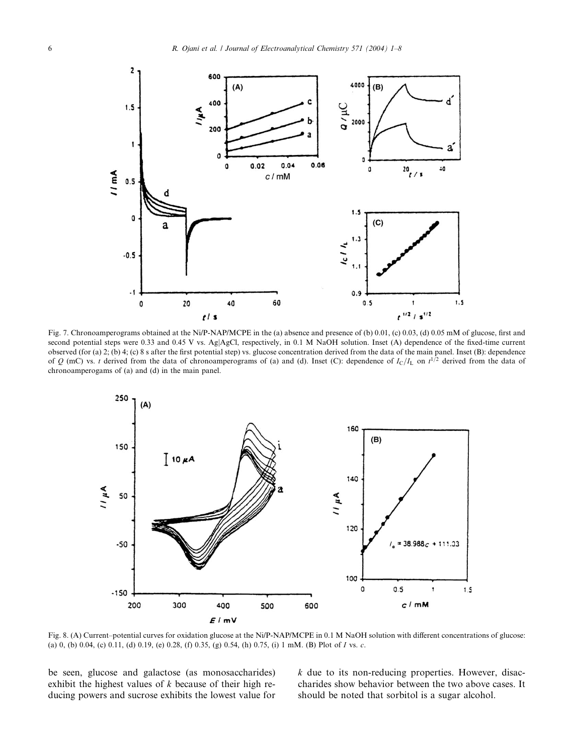Fig. 7. Chronoamperograms obtained at the Ni/P-NAP/MCPE in the (a) absence and presence of (b) 0.01, (c) 0.03, (d) 0.05 mM of glucose, first and second potential steps were 0.33 and 0.45 V vs. Ag|AgCl, respectively, in 0.1 M NaOH solution. Inset (A) dependence of the fixed-time current observed (for (a) 2; (b) 4; (c) 8 s after the first potential step) vs. glucose concentration derived from the data of the main panel. Inset (B): dependence of $Q$ (mC) vs. $t$ derived from the data of chronoamperograms of (a) and (d). Inset (C): dependence of $I_C/I_L$ on $t^{1/2}$ derived from the data of chronoamperogams of (a) and (d) in the main panel.

Fig. 8. (A) Current–potential curves for oxidation glucose at the Ni/P-NAP/MCPE in 0.1 M NaOH solution with different concentrations of glucose: (a) 0, (b) 0.04, (c) 0.11, (d) 0.19, (e) 0.28, (f) 0.35, (g) 0.54, (h) 0.75, (i) 1 mM. (B) Plot of $I$ vs. $c$.

be seen, glucose and galactose (as monosaccharides) exhibit the highest values of $k$ because of their high reducing powers and sucrose exhibits the lowest value for $k$ due to its non-reducing properties. However, disaccharides show behavior between the two above cases. It should be noted that sorbitol is a sugar alcohol.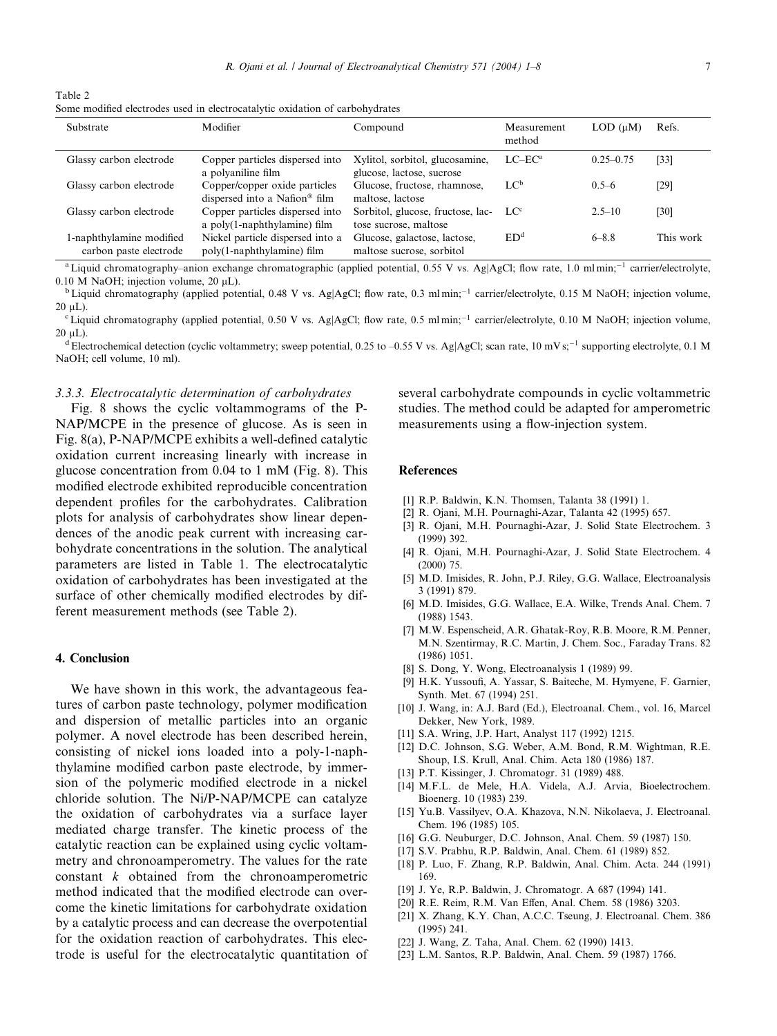Table 2
Some modified electrodes used in electrocatalytic oxidation of carbohydrates

| Substrate | Modifier | Compound | Measurement method | LOD (μM) | Refs. |
|---|---|---|---|---|---|
| Glassy carbon electrode | Copper particles dispersed into a polyaniline film | Xylitol, sorbitol, glucosamine, glucose, lactose, sucrose | LC–EC[a] | 0.25–0.75 | [33] |
| Glassy carbon electrode | Copper/copper oxide particles dispersed into a Nafion® film | Glucose, fructose, rhamnose, maltose, lactose | LC[b] | 0.5–6 | [29] |
| Glassy carbon electrode | Copper particles dispersed into a poly(1-naphthylamine) film | Sorbitol, glucose, fructose, lactose sucrose, maltose | LC[c] | 2.5–10 | [30] |
| 1-naphthylamine modified carbon paste electrode | Nickel particle dispersed into a poly(1-naphthylamine) film | Glucose, galactose, lactose, maltose sucrose, sorbitol | ED[d] | 6–8.8 | This work |

[a] Liquid chromatography–anion exchange chromatographic (applied potential, 0.55 V vs. Ag|AgCl; flow rate, 1.0 ml $min^{-1}$ carrier/electrolyte, 0.10 M NaOH; injection volume, 20 μL).

[b] Liquid chromatography (applied potential, 0.48 V vs. Ag|AgCl; flow rate, 0.3 ml $min^{-1}$ carrier/electrolyte, 0.15 M NaOH; injection volume, 20 μL).

[c] Liquid chromatography (applied potential, 0.50 V vs. Ag|AgCl; flow rate, 0.5 ml $min^{-1}$ carrier/electrolyte, 0.10 M NaOH; injection volume, 20 μL).

[d] Electrochemical detection (cyclic voltammetry; sweep potential, 0.25 to –0.55 V vs. Ag|AgCl; scan rate, 10 mV $s^{-1}$ supporting electrolyte, 0.1 M NaOH; cell volume, 10 ml).

### 3.3.3. Electrocatalytic determination of carbohydrates

Fig. 8 shows the cyclic voltammograms of the P-NAP/MCPE in the presence of glucose. As is seen in Fig. 8(a), P-NAP/MCPE exhibits a well-defined catalytic oxidation current increasing linearly with increase in glucose concentration from 0.04 to 1 mM (Fig. 8). This modified electrode exhibited reproducible concentration dependent profiles for the carbohydrates. Calibration plots for analysis of carbohydrates show linear dependences of the anodic peak current with increasing carbohydrate concentrations in the solution. The analytical parameters are listed in Table 1. The electrocatalytic oxidation of carbohydrates has been investigated at the surface of other chemically modified electrodes by different measurement methods (see Table 2).

## 4. Conclusion

We have shown in this work, the advantageous features of carbon paste technology, polymer modification and dispersion of metallic particles into an organic polymer. A novel electrode has been described herein, consisting of nickel ions loaded into a poly-1-naphthylamine modified carbon paste electrode, by immersion of the polymeric modified electrode in a nickel chloride solution. The Ni/P-NAP/MCPE can catalyze the oxidation of carbohydrates via a surface layer mediated charge transfer. The kinetic process of the catalytic reaction can be explained using cyclic voltammetry and chronoamperometry. The values for the rate constant $k$ obtained from the chronoamperometric method indicated that the modified electrode can overcome the kinetic limitations for carbohydrate oxidation by a catalytic process and can decrease the overpotential for the oxidation reaction of carbohydrates. This electrode is useful for the electrocatalytic quantitation of several carbohydrate compounds in cyclic voltammetric studies. The method could be adapted for amperometric measurements using a flow-injection system.

## References

[1] R.P. Baldwin, K.N. Thomsen, Talanta 38 (1991) 1.
[2] R. Ojani, M.H. Pournaghi-Azar, Talanta 42 (1995) 657.
[3] R. Ojani, M.H. Pournaghi-Azar, J. Solid State Electrochem. 3 (1999) 392.
[4] R. Ojani, M.H. Pournaghi-Azar, J. Solid State Electrochem. 4 (2000) 75.
[5] M.D. Imisides, R. John, P.J. Riley, G.G. Wallace, Electroanalysis 3 (1991) 879.
[6] M.D. Imisides, G.G. Wallace, E.A. Wilke, Trends Anal. Chem. 7 (1988) 1543.
[7] M.W. Espenscheid, A.R. Ghatak-Roy, R.B. Moore, R.M. Penner, M.N. Szentirmay, R.C. Martin, J. Chem. Soc., Faraday Trans. 82 (1986) 1051.
[8] S. Dong, Y. Wong, Electroanalysis 1 (1989) 99.
[9] H.K. Yussoufi, A. Yassar, S. Baiteche, M. Hymyene, F. Garnier, Synth. Met. 67 (1994) 251.
[10] J. Wang, in: A.J. Bard (Ed.), Electroanal. Chem., vol. 16, Marcel Dekker, New York, 1989.
[11] S.A. Wring, J.P. Hart, Analyst 117 (1992) 1215.
[12] D.C. Johnson, S.G. Weber, A.M. Bond, R.M. Wightman, R.E. Shoup, I.S. Krull, Anal. Chim. Acta 180 (1986) 187.
[13] P.T. Kissinger, J. Chromatogr. 31 (1989) 488.
[14] M.F.L. de Mele, H.A. Videla, A.J. Arvia, Bioelectrochem. Bioenerg. 10 (1983) 239.
[15] Yu.B. Vassilyev, O.A. Khazova, N.N. Nikolaeva, J. Electroanal. Chem. 196 (1985) 105.
[16] G.G. Neuburger, D.C. Johnson, Anal. Chem. 59 (1987) 150.
[17] S.V. Prabhu, R.P. Baldwin, Anal. Chem. 61 (1989) 852.
[18] P. Luo, F. Zhang, R.P. Baldwin, Anal. Chim. Acta. 244 (1991) 169.
[19] J. Ye, R.P. Baldwin, J. Chromatogr. A 687 (1994) 141.
[20] R.E. Reim, R.M. Van Effen, Anal. Chem. 58 (1986) 3203.
[21] X. Zhang, K.Y. Chan, A.C.C. Tseung, J. Electroanal. Chem. 386 (1995) 241.
[22] J. Wang, Z. Taha, Anal. Chem. 62 (1990) 1413.
[23] L.M. Santos, R.P. Baldwin, Anal. Chem. 59 (1987) 1766.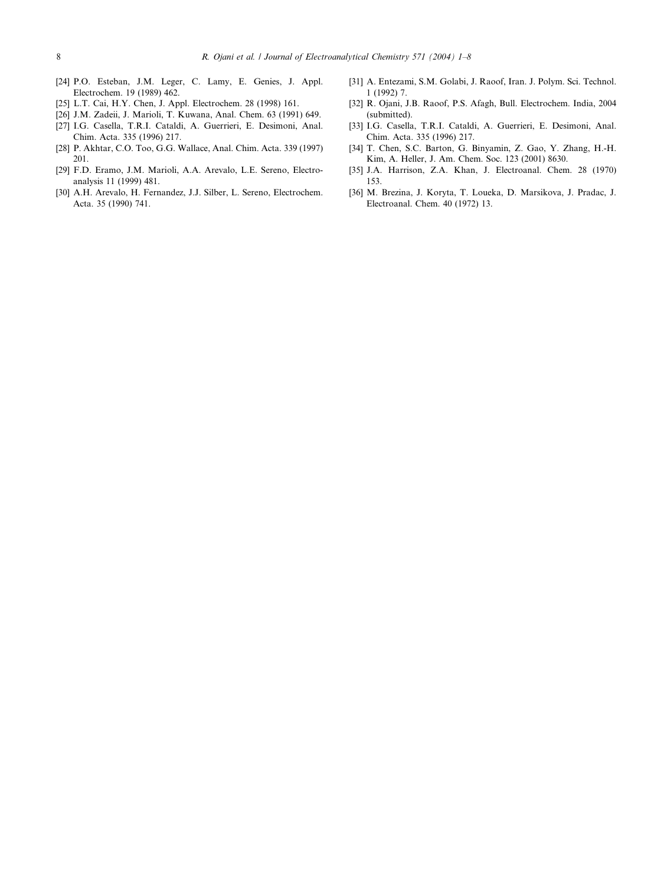[24] P.O. Esteban, J.M. Leger, C. Lamy, E. Genies, J. Appl. Electrochem. 19 (1989) 462.

[25] L.T. Cai, H.Y. Chen, J. Appl. Electrochem. 28 (1998) 161.

[26] J.M. Zadeii, J. Marioli, T. Kuwana, Anal. Chem. 63 (1991) 649.

[27] I.G. Casella, T.R.I. Cataldi, A. Guerrieri, E. Desimoni, Anal. Chim. Acta. 335 (1996) 217.

[28] P. Akhtar, C.O. Too, G.G. Wallace, Anal. Chim. Acta. 339 (1997) 201.

[29] F.D. Eramo, J.M. Marioli, A.A. Arevalo, L.E. Sereno, Electroanalysis 11 (1999) 481.

[30] A.H. Arevalo, H. Fernandez, J.J. Silber, L. Sereno, Electrochem. Acta. 35 (1990) 741.

[31] A. Entezami, S.M. Golabi, J. Raoof, Iran. J. Polym. Sci. Technol. 1 (1992) 7.

[32] R. Ojani, J.B. Raoof, P.S. Afagh, Bull. Electrochem. India, 2004 (submitted).

[33] I.G. Casella, T.R.I. Cataldi, A. Guerrieri, E. Desimoni, Anal. Chim. Acta. 335 (1996) 217.

[34] T. Chen, S.C. Barton, G. Binyamin, Z. Gao, Y. Zhang, H.-H. Kim, A. Heller, J. Am. Chem. Soc. 123 (2001) 8630.

[35] J.A. Harrison, Z.A. Khan, J. Electroanal. Chem. 28 (1970) 153.

[36] M. Brezina, J. Koryta, T. Loueka, D. Marsikova, J. Pradac, J. Electroanal. Chem. 40 (1972) 13.